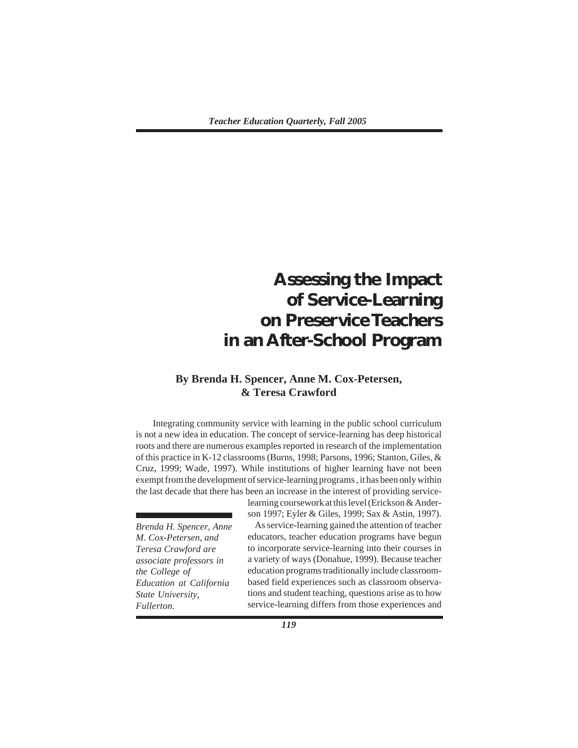# Assessing the Impact of Service-Learning on Preservice Teachers in an After-School Program

**By Brenda H. Spencer, Anne M. Cox-Petersen, & Teresa Crawford**

*Brenda H. Spencer, Anne M. Cox-Petersen, and Teresa Crawford are associate professors in the College of Education at California State University, Fullerton.*

Integrating community service with learning in the public school curriculum is not a new idea in education. The concept of service-learning has deep historical roots and there are numerous examples reported in research of the implementation of this practice in K-12 classrooms (Burns, 1998; Parsons, 1996; Stanton, Giles, & Cruz, 1999; Wade, 1997). While institutions of higher learning have not been exempt from the development of service-learning programs, it has been only within the last decade that there has been an increase in the interest of providing service-learning coursework at this level (Erickson & Anderson 1997; Eyler & Giles, 1999; Sax & Astin, 1997).

As service-learning gained the attention of teacher educators, teacher education programs have begun to incorporate service-learning into their courses in a variety of ways (Donahue, 1999). Because teacher education programs traditionally include classroom-based field experiences such as classroom observations and student teaching, questions arise as to how service-learning differs from those experiences and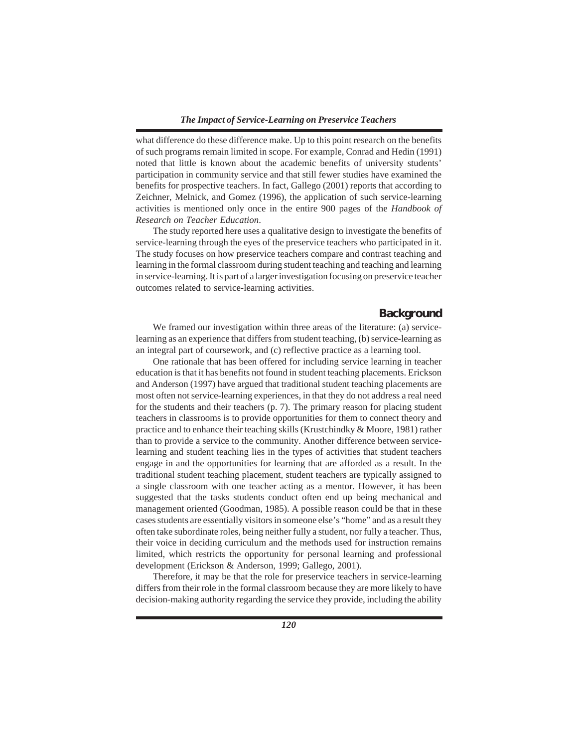what difference do these difference make. Up to this point research on the benefits of such programs remain limited in scope. For example, Conrad and Hedin (1991) noted that little is known about the academic benefits of university students' participation in community service and that still fewer studies have examined the benefits for prospective teachers. In fact, Gallego (2001) reports that according to Zeichner, Melnick, and Gomez (1996), the application of such service-learning activities is mentioned only once in the entire 900 pages of the *Handbook of Research on Teacher Education*.

The study reported here uses a qualitative design to investigate the benefits of service-learning through the eyes of the preservice teachers who participated in it. The study focuses on how preservice teachers compare and contrast teaching and learning in the formal classroom during student teaching and teaching and learning in service-learning. It is part of a larger investigation focusing on preservice teacher outcomes related to service-learning activities.

## Background

We framed our investigation within three areas of the literature: (a) service-learning as an experience that differs from student teaching, (b) service-learning as an integral part of coursework, and (c) reflective practice as a learning tool.

One rationale that has been offered for including service learning in teacher education is that it has benefits not found in student teaching placements. Erickson and Anderson (1997) have argued that traditional student teaching placements are most often not service-learning experiences, in that they do not address a real need for the students and their teachers (p. 7). The primary reason for placing student teachers in classrooms is to provide opportunities for them to connect theory and practice and to enhance their teaching skills (Krustchindky & Moore, 1981) rather than to provide a service to the community. Another difference between service-learning and student teaching lies in the types of activities that student teachers engage in and the opportunities for learning that are afforded as a result. In the traditional student teaching placement, student teachers are typically assigned to a single classroom with one teacher acting as a mentor. However, it has been suggested that the tasks students conduct often end up being mechanical and management oriented (Goodman, 1985). A possible reason could be that in these cases students are essentially visitors in someone else's "home" and as a result they often take subordinate roles, being neither fully a student, nor fully a teacher. Thus, their voice in deciding curriculum and the methods used for instruction remains limited, which restricts the opportunity for personal learning and professional development (Erickson & Anderson, 1999; Gallego, 2001).

Therefore, it may be that the role for preservice teachers in service-learning differs from their role in the formal classroom because they are more likely to have decision-making authority regarding the service they provide, including the ability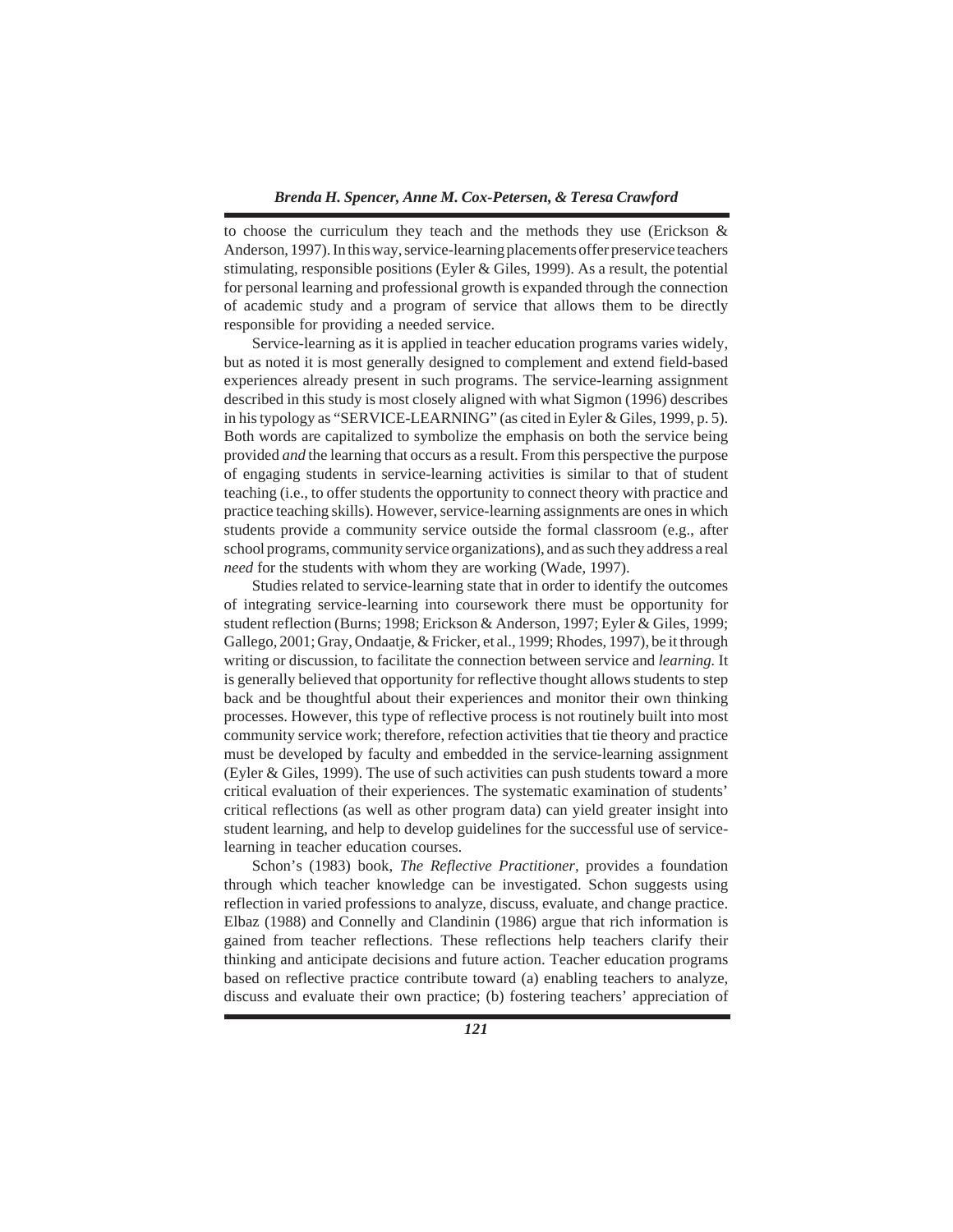to choose the curriculum they teach and the methods they use (Erickson & Anderson, 1997). In this way, service-learning placements offer preservice teachers stimulating, responsible positions (Eyler & Giles, 1999). As a result, the potential for personal learning and professional growth is expanded through the connection of academic study and a program of service that allows them to be directly responsible for providing a needed service.

Service-learning as it is applied in teacher education programs varies widely, but as noted it is most generally designed to complement and extend field-based experiences already present in such programs. The service-learning assignment described in this study is most closely aligned with what Sigmon (1996) describes in his typology as "SERVICE-LEARNING" (as cited in Eyler & Giles, 1999, p. 5). Both words are capitalized to symbolize the emphasis on both the service being provided *and* the learning that occurs as a result. From this perspective the purpose of engaging students in service-learning activities is similar to that of student teaching (i.e., to offer students the opportunity to connect theory with practice and practice teaching skills). However, service-learning assignments are ones in which students provide a community service outside the formal classroom (e.g., after school programs, community service organizations), and as such they address a real *need* for the students with whom they are working (Wade, 1997).

Studies related to service-learning state that in order to identify the outcomes of integrating service-learning into coursework there must be opportunity for student reflection (Burns; 1998; Erickson & Anderson, 1997; Eyler & Giles, 1999; Gallego, 2001; Gray, Ondaatje, & Fricker, et al., 1999; Rhodes, 1997), be it through writing or discussion, to facilitate the connection between service and *learning.* It is generally believed that opportunity for reflective thought allows students to step back and be thoughtful about their experiences and monitor their own thinking processes. However, this type of reflective process is not routinely built into most community service work; therefore, refection activities that tie theory and practice must be developed by faculty and embedded in the service-learning assignment (Eyler & Giles, 1999). The use of such activities can push students toward a more critical evaluation of their experiences. The systematic examination of students' critical reflections (as well as other program data) can yield greater insight into student learning, and help to develop guidelines for the successful use of service-learning in teacher education courses.

Schon's (1983) book, *The Reflective Practitioner*, provides a foundation through which teacher knowledge can be investigated. Schon suggests using reflection in varied professions to analyze, discuss, evaluate, and change practice. Elbaz (1988) and Connelly and Clandinin (1986) argue that rich information is gained from teacher reflections. These reflections help teachers clarify their thinking and anticipate decisions and future action. Teacher education programs based on reflective practice contribute toward (a) enabling teachers to analyze, discuss and evaluate their own practice; (b) fostering teachers' appreciation of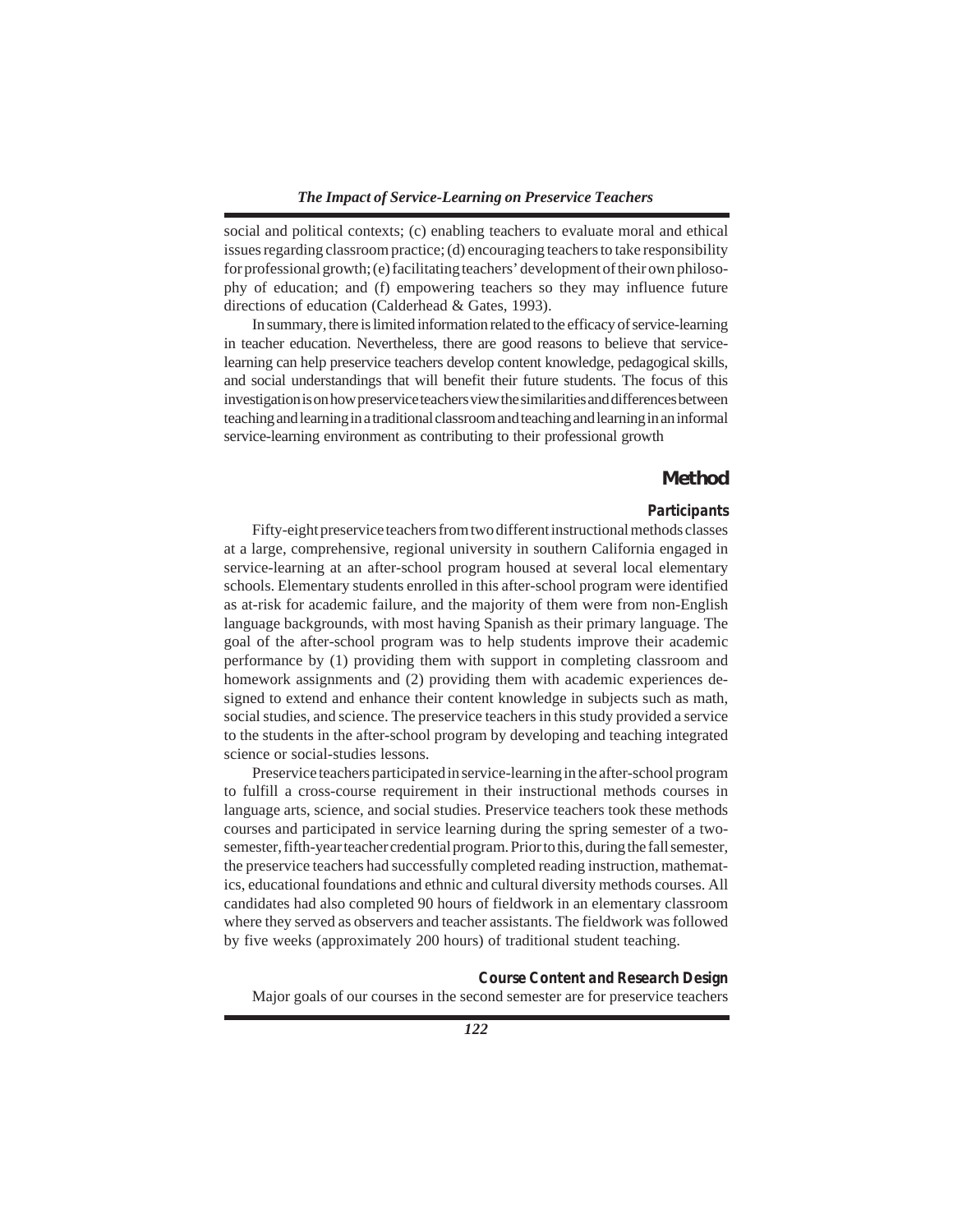social and political contexts; (c) enabling teachers to evaluate moral and ethical issues regarding classroom practice; (d) encouraging teachers to take responsibility for professional growth; (e) facilitating teachers' development of their own philosophy of education; and (f) empowering teachers so they may influence future directions of education (Calderhead & Gates, 1993).

In summary, there is limited information related to the efficacy of service-learning in teacher education. Nevertheless, there are good reasons to believe that service-learning can help preservice teachers develop content knowledge, pedagogical skills, and social understandings that will benefit their future students. The focus of this investigation is on how preservice teachers view the similarities and differences between teaching and learning in a traditional classroom and teaching and learning in an informal service-learning environment as contributing to their professional growth

## Method

### Participants

Fifty-eight preservice teachers from two different instructional methods classes at a large, comprehensive, regional university in southern California engaged in service-learning at an after-school program housed at several local elementary schools. Elementary students enrolled in this after-school program were identified as at-risk for academic failure, and the majority of them were from non-English language backgrounds, with most having Spanish as their primary language. The goal of the after-school program was to help students improve their academic performance by (1) providing them with support in completing classroom and homework assignments and (2) providing them with academic experiences designed to extend and enhance their content knowledge in subjects such as math, social studies, and science. The preservice teachers in this study provided a service to the students in the after-school program by developing and teaching integrated science or social-studies lessons.

Preservice teachers participated in service-learning in the after-school program to fulfill a cross-course requirement in their instructional methods courses in language arts, science, and social studies. Preservice teachers took these methods courses and participated in service learning during the spring semester of a two-semester, fifth-year teacher credential program. Prior to this, during the fall semester, the preservice teachers had successfully completed reading instruction, mathematics, educational foundations and ethnic and cultural diversity methods courses. All candidates had also completed 90 hours of fieldwork in an elementary classroom where they served as observers and teacher assistants. The fieldwork was followed by five weeks (approximately 200 hours) of traditional student teaching.

### Course Content and Research Design

Major goals of our courses in the second semester are for preservice teachers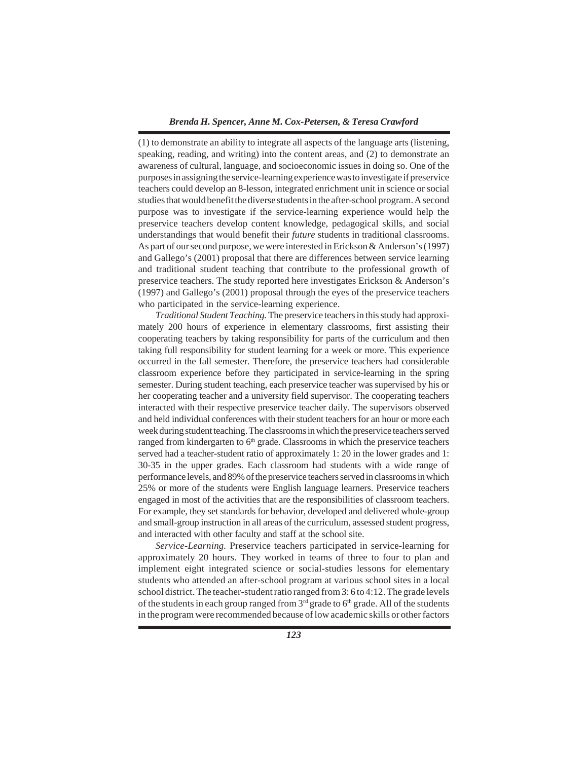(1) to demonstrate an ability to integrate all aspects of the language arts (listening, speaking, reading, and writing) into the content areas, and (2) to demonstrate an awareness of cultural, language, and socioeconomic issues in doing so. One of the purposes in assigning the service-learning experience was to investigate if preservice teachers could develop an 8-lesson, integrated enrichment unit in science or social studies that would benefit the diverse students in the after-school program. A second purpose was to investigate if the service-learning experience would help the preservice teachers develop content knowledge, pedagogical skills, and social understandings that would benefit their *future* students in traditional classrooms. As part of our second purpose, we were interested in Erickson & Anderson's (1997) and Gallego's (2001) proposal that there are differences between service learning and traditional student teaching that contribute to the professional growth of preservice teachers. The study reported here investigates Erickson & Anderson's (1997) and Gallego's (2001) proposal through the eyes of the preservice teachers who participated in the service-learning experience.

*Traditional Student Teaching.* The preservice teachers in this study had approximately 200 hours of experience in elementary classrooms, first assisting their cooperating teachers by taking responsibility for parts of the curriculum and then taking full responsibility for student learning for a week or more. This experience occurred in the fall semester. Therefore, the preservice teachers had considerable classroom experience before they participated in service-learning in the spring semester. During student teaching, each preservice teacher was supervised by his or her cooperating teacher and a university field supervisor. The cooperating teachers interacted with their respective preservice teacher daily. The supervisors observed and held individual conferences with their student teachers for an hour or more each week during student teaching. The classrooms in which the preservice teachers served ranged from kindergarten to 6th grade. Classrooms in which the preservice teachers served had a teacher-student ratio of approximately 1: 20 in the lower grades and 1: 30-35 in the upper grades. Each classroom had students with a wide range of performance levels, and 89% of the preservice teachers served in classrooms in which 25% or more of the students were English language learners. Preservice teachers engaged in most of the activities that are the responsibilities of classroom teachers. For example, they set standards for behavior, developed and delivered whole-group and small-group instruction in all areas of the curriculum, assessed student progress, and interacted with other faculty and staff at the school site.

*Service-Learning.* Preservice teachers participated in service-learning for approximately 20 hours. They worked in teams of three to four to plan and implement eight integrated science or social-studies lessons for elementary students who attended an after-school program at various school sites in a local school district. The teacher-student ratio ranged from 3: 6 to 4:12. The grade levels of the students in each group ranged from 3rd grade to 6th grade. All of the students in the program were recommended because of low academic skills or other factors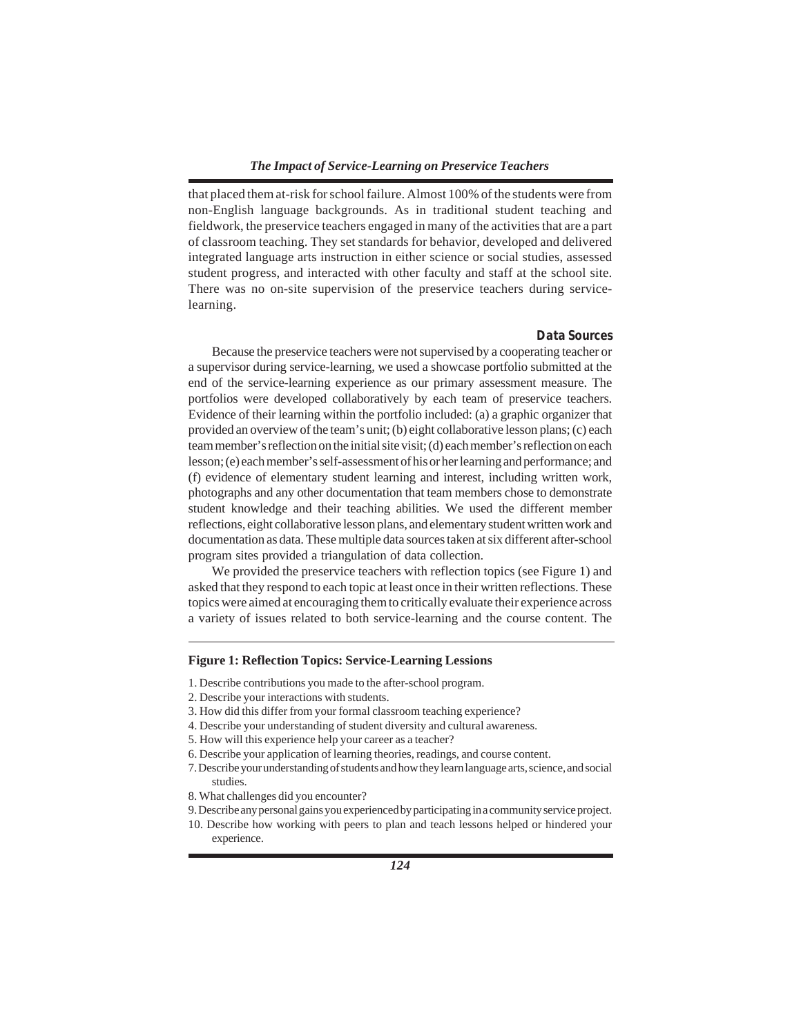that placed them at-risk for school failure. Almost 100% of the students were from non-English language backgrounds. As in traditional student teaching and fieldwork, the preservice teachers engaged in many of the activities that are a part of classroom teaching. They set standards for behavior, developed and delivered integrated language arts instruction in either science or social studies, assessed student progress, and interacted with other faculty and staff at the school site. There was no on-site supervision of the preservice teachers during service-learning.

### Data Sources

Because the preservice teachers were not supervised by a cooperating teacher or a supervisor during service-learning, we used a showcase portfolio submitted at the end of the service-learning experience as our primary assessment measure. The portfolios were developed collaboratively by each team of preservice teachers. Evidence of their learning within the portfolio included: (a) a graphic organizer that provided an overview of the team's unit; (b) eight collaborative lesson plans; (c) each team member's reflection on the initial site visit; (d) each member's reflection on each lesson; (e) each member's self-assessment of his or her learning and performance; and (f) evidence of elementary student learning and interest, including written work, photographs and any other documentation that team members chose to demonstrate student knowledge and their teaching abilities. We used the different member reflections, eight collaborative lesson plans, and elementary student written work and documentation as data. These multiple data sources taken at six different after-school program sites provided a triangulation of data collection.

We provided the preservice teachers with reflection topics (see Figure 1) and asked that they respond to each topic at least once in their written reflections. These topics were aimed at encouraging them to critically evaluate their experience across a variety of issues related to both service-learning and the course content. The

**Figure 1: Reflection Topics: Service-Learning Lessions**

1. Describe contributions you made to the after-school program.
2. Describe your interactions with students.
3. How did this differ from your formal classroom teaching experience?
4. Describe your understanding of student diversity and cultural awareness.
5. How will this experience help your career as a teacher?
6. Describe your application of learning theories, readings, and course content.
7. Describe your understanding of students and how they learn language arts, science, and social studies.
8. What challenges did you encounter?
9. Describe any personal gains you experienced by participating in a community service project.
10. Describe how working with peers to plan and teach lessons helped or hindered your experience.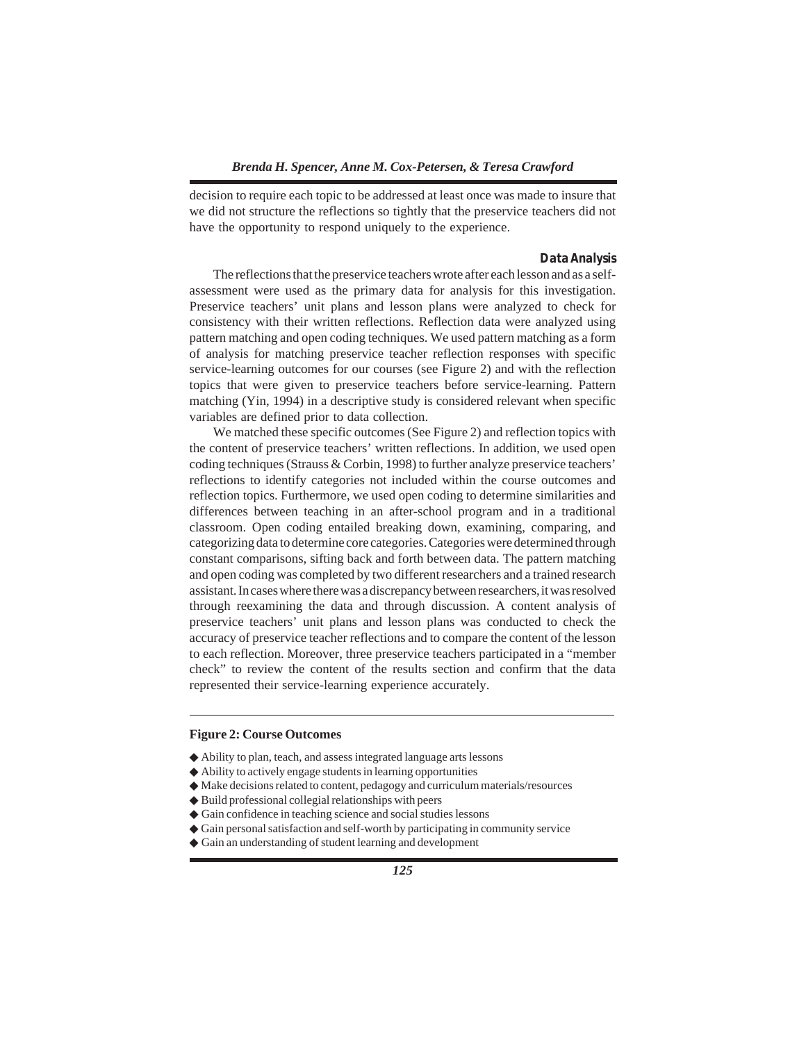decision to require each topic to be addressed at least once was made to insure that we did not structure the reflections so tightly that the preservice teachers did not have the opportunity to respond uniquely to the experience.

### Data Analysis

The reflections that the preservice teachers wrote after each lesson and as a self-assessment were used as the primary data for analysis for this investigation. Preservice teachers' unit plans and lesson plans were analyzed to check for consistency with their written reflections. Reflection data were analyzed using pattern matching and open coding techniques. We used pattern matching as a form of analysis for matching preservice teacher reflection responses with specific service-learning outcomes for our courses (see Figure 2) and with the reflection topics that were given to preservice teachers before service-learning. Pattern matching (Yin, 1994) in a descriptive study is considered relevant when specific variables are defined prior to data collection.

We matched these specific outcomes (See Figure 2) and reflection topics with the content of preservice teachers' written reflections. In addition, we used open coding techniques (Strauss & Corbin, 1998) to further analyze preservice teachers' reflections to identify categories not included within the course outcomes and reflection topics. Furthermore, we used open coding to determine similarities and differences between teaching in an after-school program and in a traditional classroom. Open coding entailed breaking down, examining, comparing, and categorizing data to determine core categories. Categories were determined through constant comparisons, sifting back and forth between data. The pattern matching and open coding was completed by two different researchers and a trained research assistant. In cases where there was a discrepancy between researchers, it was resolved through reexamining the data and through discussion. A content analysis of preservice teachers' unit plans and lesson plans was conducted to check the accuracy of preservice teacher reflections and to compare the content of the lesson to each reflection. Moreover, three preservice teachers participated in a "member check" to review the content of the results section and confirm that the data represented their service-learning experience accurately.

---

**Figure 2: Course Outcomes**

- Ability to plan, teach, and assess integrated language arts lessons
- Ability to actively engage students in learning opportunities
- Make decisions related to content, pedagogy and curriculum materials/resources
- Build professional collegial relationships with peers
- Gain confidence in teaching science and social studies lessons
- Gain personal satisfaction and self-worth by participating in community service
- Gain an understanding of student learning and development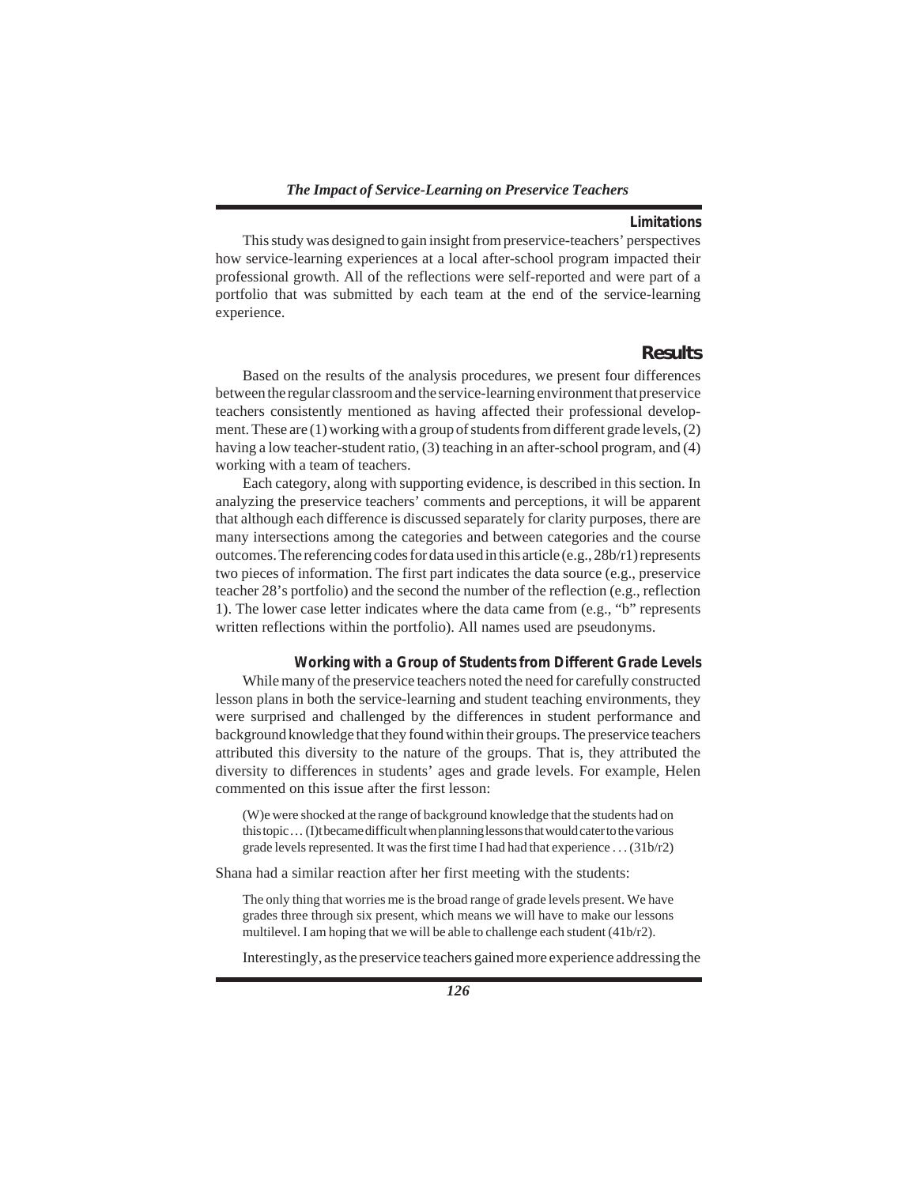### Limitations

This study was designed to gain insight from preservice-teachers' perspectives how service-learning experiences at a local after-school program impacted their professional growth. All of the reflections were self-reported and were part of a portfolio that was submitted by each team at the end of the service-learning experience.

## Results

Based on the results of the analysis procedures, we present four differences between the regular classroom and the service-learning environment that preservice teachers consistently mentioned as having affected their professional development. These are (1) working with a group of students from different grade levels, (2) having a low teacher-student ratio, (3) teaching in an after-school program, and (4) working with a team of teachers.

Each category, along with supporting evidence, is described in this section. In analyzing the preservice teachers' comments and perceptions, it will be apparent that although each difference is discussed separately for clarity purposes, there are many intersections among the categories and between categories and the course outcomes. The referencing codes for data used in this article (e.g., 28b/r1) represents two pieces of information. The first part indicates the data source (e.g., preservice teacher 28's portfolio) and the second the number of the reflection (e.g., reflection 1). The lower case letter indicates where the data came from (e.g., "b" represents written reflections within the portfolio). All names used are pseudonyms.

### Working with a Group of Students from Different Grade Levels

While many of the preservice teachers noted the need for carefully constructed lesson plans in both the service-learning and student teaching environments, they were surprised and challenged by the differences in student performance and background knowledge that they found within their groups. The preservice teachers attributed this diversity to the nature of the groups. That is, they attributed the diversity to differences in students' ages and grade levels. For example, Helen commented on this issue after the first lesson:

> (W)e were shocked at the range of background knowledge that the students had on this topic… (I)t became difficult when planning lessons that would cater to the various grade levels represented. It was the first time I had had that experience . . . (31b/r2)

Shana had a similar reaction after her first meeting with the students:

> The only thing that worries me is the broad range of grade levels present. We have grades three through six present, which means we will have to make our lessons multilevel. I am hoping that we will be able to challenge each student (41b/r2).

Interestingly, as the preservice teachers gained more experience addressing the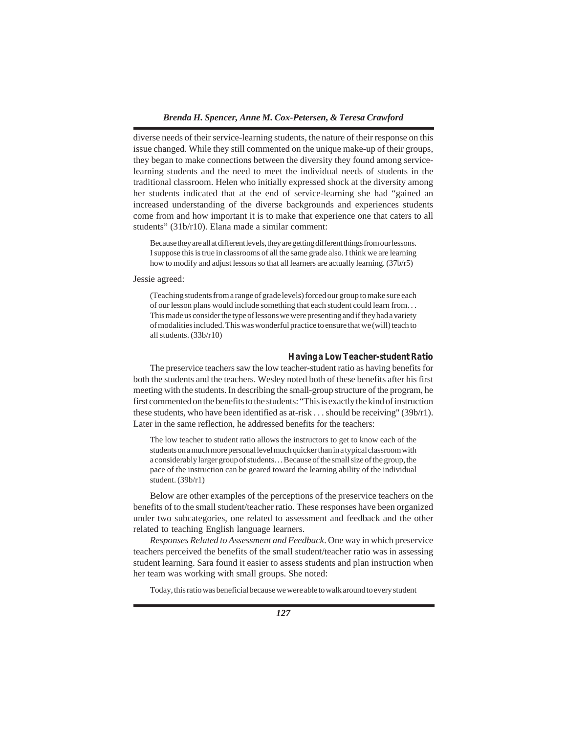diverse needs of their service-learning students, the nature of their response on this issue changed. While they still commented on the unique make-up of their groups, they began to make connections between the diversity they found among service-learning students and the need to meet the individual needs of students in the traditional classroom. Helen who initially expressed shock at the diversity among her students indicated that at the end of service-learning she had "gained an increased understanding of the diverse backgrounds and experiences students come from and how important it is to make that experience one that caters to all students" (31b/r10). Elana made a similar comment:

> Because they are all at different levels, they are getting different things from our lessons. I suppose this is true in classrooms of all the same grade also. I think we are learning how to modify and adjust lessons so that all learners are actually learning. (37b/r5)

Jessie agreed:

> (Teaching students from a range of grade levels) forced our group to make sure each of our lesson plans would include something that each student could learn from. . . This made us consider the type of lessons we were presenting and if they had a variety of modalities included. This was wonderful practice to ensure that we (will) teach to all students. (33b/r10)

### Having a Low Teacher-student Ratio

The preservice teachers saw the low teacher-student ratio as having benefits for both the students and the teachers. Wesley noted both of these benefits after his first meeting with the students. In describing the small-group structure of the program, he first commented on the benefits to the students: "This is exactly the kind of instruction these students, who have been identified as at-risk . . . should be receiving" (39b/r1). Later in the same reflection, he addressed benefits for the teachers:

> The low teacher to student ratio allows the instructors to get to know each of the students on a much more personal level much quicker than in a typical classroom with a considerably larger group of students. . . Because of the small size of the group, the pace of the instruction can be geared toward the learning ability of the individual student. (39b/r1)

Below are other examples of the perceptions of the preservice teachers on the benefits of to the small student/teacher ratio. These responses have been organized under two subcategories, one related to assessment and feedback and the other related to teaching English language learners.

*Responses Related to Assessment and Feedback*. One way in which preservice teachers perceived the benefits of the small student/teacher ratio was in assessing student learning. Sara found it easier to assess students and plan instruction when her team was working with small groups. She noted:

> Today, this ratio was beneficial because we were able to walk around to every student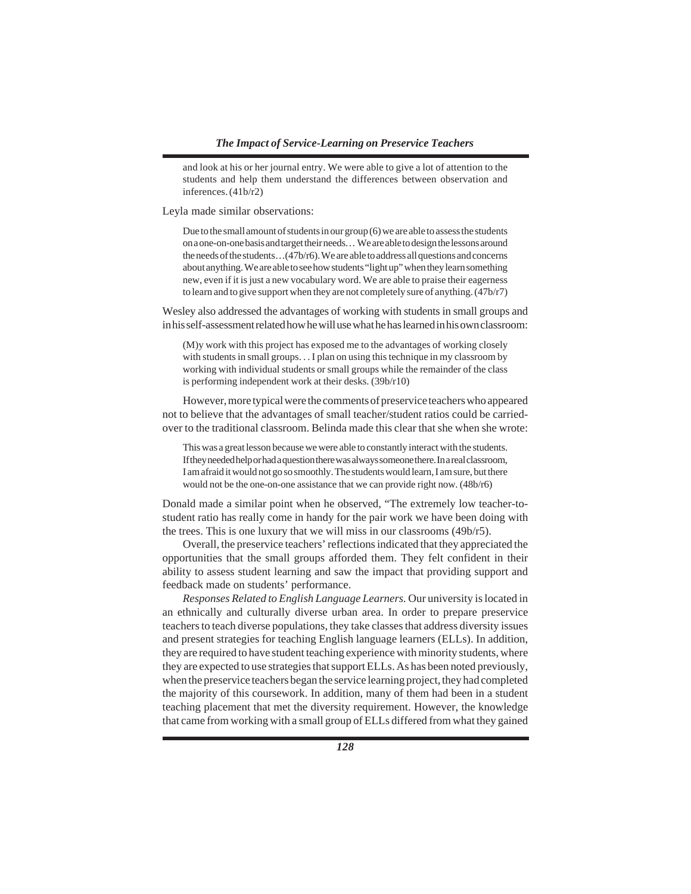> and look at his or her journal entry. We were able to give a lot of attention to the students and help them understand the differences between observation and inferences. (41b/r2)

Leyla made similar observations:

> Due to the small amount of students in our group (6) we are able to assess the students on a one-on-one basis and target their needs… We are able to design the lessons around the needs of the students…(47b/r6). We are able to address all questions and concerns about anything. We are able to see how students "light up" when they learn something new, even if it is just a new vocabulary word. We are able to praise their eagerness to learn and to give support when they are not completely sure of anything. (47b/r7)

Wesley also addressed the advantages of working with students in small groups and in his self-assessment related how he will use what he has learned in his own classroom:

> (M)y work with this project has exposed me to the advantages of working closely with students in small groups. . . I plan on using this technique in my classroom by working with individual students or small groups while the remainder of the class is performing independent work at their desks. (39b/r10)

However, more typical were the comments of preservice teachers who appeared not to believe that the advantages of small teacher/student ratios could be carried-over to the traditional classroom. Belinda made this clear that she when she wrote:

> This was a great lesson because we were able to constantly interact with the students. If they needed help or had a question there was always someone there. In a real classroom, I am afraid it would not go so smoothly. The students would learn, I am sure, but there would not be the one-on-one assistance that we can provide right now. (48b/r6)

Donald made a similar point when he observed, "The extremely low teacher-to-student ratio has really come in handy for the pair work we have been doing with the trees. This is one luxury that we will miss in our classrooms (49b/r5).

Overall, the preservice teachers' reflections indicated that they appreciated the opportunities that the small groups afforded them. They felt confident in their ability to assess student learning and saw the impact that providing support and feedback made on students' performance.

*Responses Related to English Language Learners.* Our university is located in an ethnically and culturally diverse urban area. In order to prepare preservice teachers to teach diverse populations, they take classes that address diversity issues and present strategies for teaching English language learners (ELLs). In addition, they are required to have student teaching experience with minority students, where they are expected to use strategies that support ELLs. As has been noted previously, when the preservice teachers began the service learning project, they had completed the majority of this coursework. In addition, many of them had been in a student teaching placement that met the diversity requirement. However, the knowledge that came from working with a small group of ELLs differed from what they gained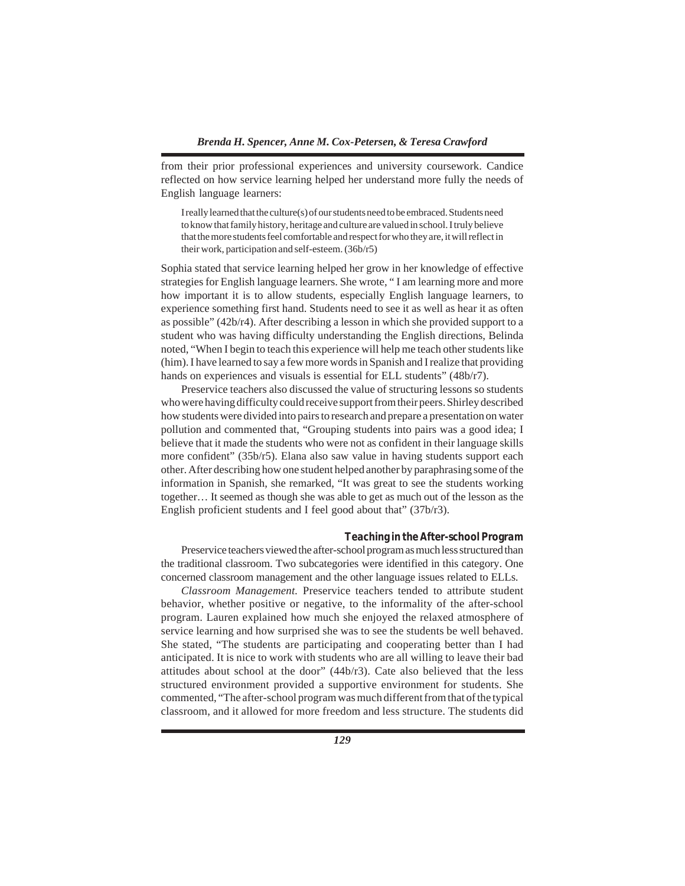from their prior professional experiences and university coursework. Candice reflected on how service learning helped her understand more fully the needs of English language learners:

> I really learned that the culture(s) of our students need to be embraced. Students need to know that family history, heritage and culture are valued in school. I truly believe that the more students feel comfortable and respect for who they are, it will reflect in their work, participation and self-esteem. (36b/r5)

Sophia stated that service learning helped her grow in her knowledge of effective strategies for English language learners. She wrote, " I am learning more and more how important it is to allow students, especially English language learners, to experience something first hand. Students need to see it as well as hear it as often as possible" (42b/r4). After describing a lesson in which she provided support to a student who was having difficulty understanding the English directions, Belinda noted, "When I begin to teach this experience will help me teach other students like (him). I have learned to say a few more words in Spanish and I realize that providing hands on experiences and visuals is essential for ELL students" (48b/r7).

Preservice teachers also discussed the value of structuring lessons so students who were having difficulty could receive support from their peers. Shirley described how students were divided into pairs to research and prepare a presentation on water pollution and commented that, "Grouping students into pairs was a good idea; I believe that it made the students who were not as confident in their language skills more confident" (35b/r5). Elana also saw value in having students support each other. After describing how one student helped another by paraphrasing some of the information in Spanish, she remarked, "It was great to see the students working together… It seemed as though she was able to get as much out of the lesson as the English proficient students and I feel good about that" (37b/r3).

### Teaching in the After-school Program

Preservice teachers viewed the after-school program as much less structured than the traditional classroom. Two subcategories were identified in this category. One concerned classroom management and the other language issues related to ELLs.

*Classroom Management.* Preservice teachers tended to attribute student behavior, whether positive or negative, to the informality of the after-school program. Lauren explained how much she enjoyed the relaxed atmosphere of service learning and how surprised she was to see the students be well behaved. She stated, "The students are participating and cooperating better than I had anticipated. It is nice to work with students who are all willing to leave their bad attitudes about school at the door" (44b/r3). Cate also believed that the less structured environment provided a supportive environment for students. She commented, "The after-school program was much different from that of the typical classroom, and it allowed for more freedom and less structure. The students did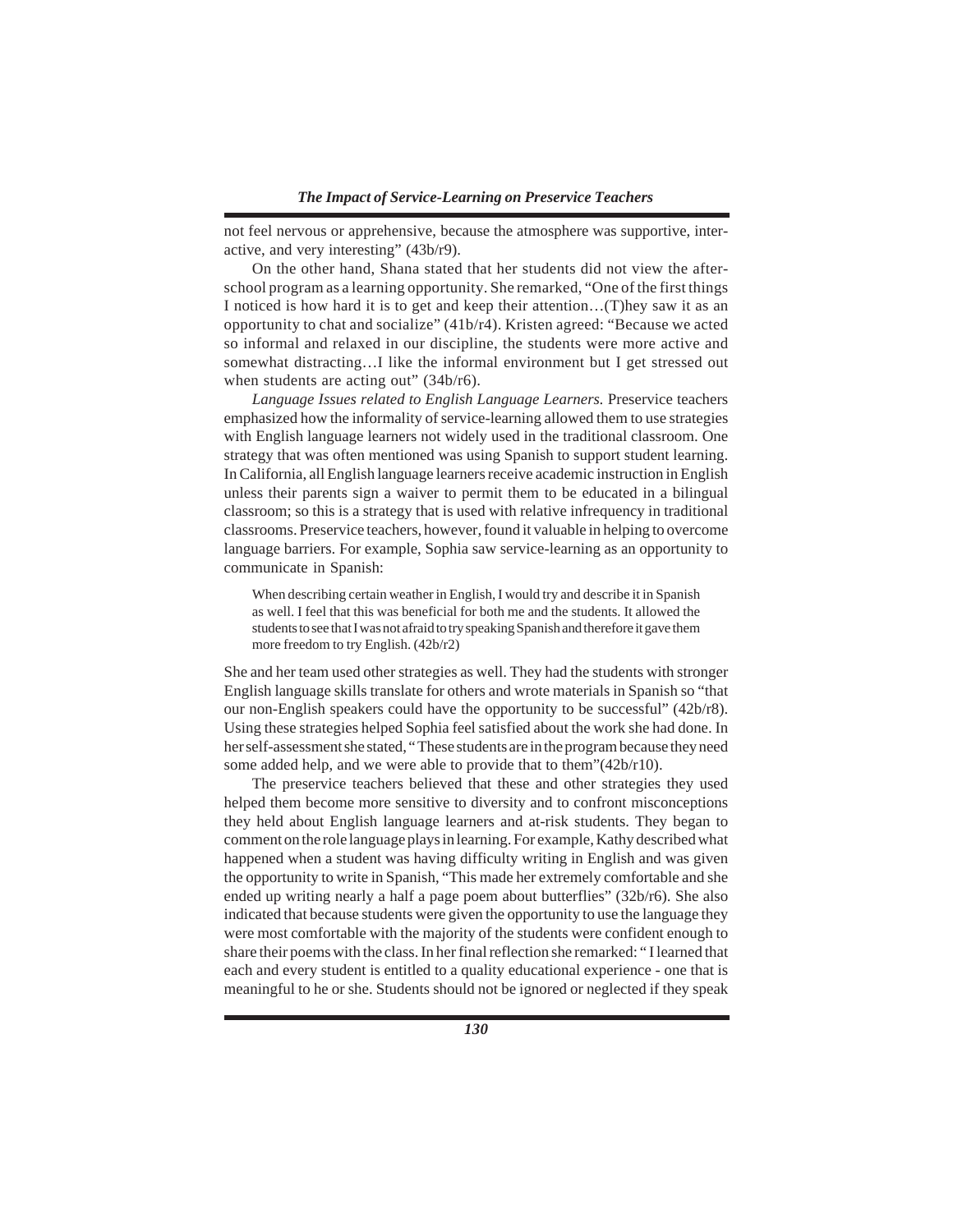not feel nervous or apprehensive, because the atmosphere was supportive, interactive, and very interesting" (43b/r9).

On the other hand, Shana stated that her students did not view the afterschool program as a learning opportunity. She remarked, "One of the first things I noticed is how hard it is to get and keep their attention…(T)hey saw it as an opportunity to chat and socialize" (41b/r4). Kristen agreed: "Because we acted so informal and relaxed in our discipline, the students were more active and somewhat distracting…I like the informal environment but I get stressed out when students are acting out" (34b/r6).

*Language Issues related to English Language Learners.* Preservice teachers emphasized how the informality of service-learning allowed them to use strategies with English language learners not widely used in the traditional classroom. One strategy that was often mentioned was using Spanish to support student learning. In California, all English language learners receive academic instruction in English unless their parents sign a waiver to permit them to be educated in a bilingual classroom; so this is a strategy that is used with relative infrequency in traditional classrooms. Preservice teachers, however, found it valuable in helping to overcome language barriers. For example, Sophia saw service-learning as an opportunity to communicate in Spanish:

> When describing certain weather in English, I would try and describe it in Spanish as well. I feel that this was beneficial for both me and the students. It allowed the students to see that I was not afraid to try speaking Spanish and therefore it gave them more freedom to try English. (42b/r2)

She and her team used other strategies as well. They had the students with stronger English language skills translate for others and wrote materials in Spanish so "that our non-English speakers could have the opportunity to be successful" (42b/r8). Using these strategies helped Sophia feel satisfied about the work she had done. In her self-assessment she stated, "These students are in the program because they need some added help, and we were able to provide that to them"(42b/r10).

The preservice teachers believed that these and other strategies they used helped them become more sensitive to diversity and to confront misconceptions they held about English language learners and at-risk students. They began to comment on the role language plays in learning. For example, Kathy described what happened when a student was having difficulty writing in English and was given the opportunity to write in Spanish, "This made her extremely comfortable and she ended up writing nearly a half a page poem about butterflies" (32b/r6). She also indicated that because students were given the opportunity to use the language they were most comfortable with the majority of the students were confident enough to share their poems with the class. In her final reflection she remarked: " I learned that each and every student is entitled to a quality educational experience - one that is meaningful to he or she. Students should not be ignored or neglected if they speak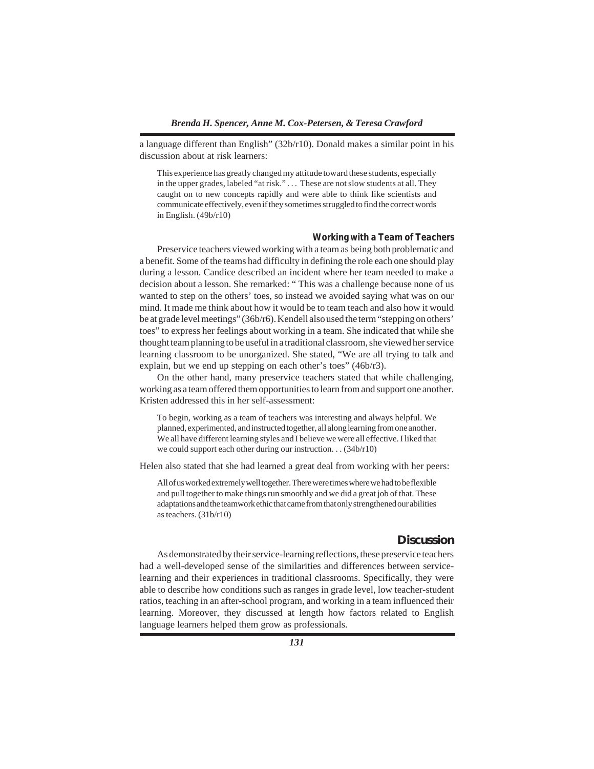a language different than English" (32b/r10). Donald makes a similar point in his discussion about at risk learners:

> This experience has greatly changed my attitude toward these students, especially in the upper grades, labeled "at risk." . . . These are not slow students at all. They caught on to new concepts rapidly and were able to think like scientists and communicate effectively, even if they sometimes struggled to find the correct words in English. (49b/r10)

#### *Working with a Team of Teachers*

Preservice teachers viewed working with a team as being both problematic and a benefit. Some of the teams had difficulty in defining the role each one should play during a lesson. Candice described an incident where her team needed to make a decision about a lesson. She remarked: " This was a challenge because none of us wanted to step on the others' toes, so instead we avoided saying what was on our mind. It made me think about how it would be to team teach and also how it would be at grade level meetings" (36b/r6). Kendell also used the term "stepping on others' toes" to express her feelings about working in a team. She indicated that while she thought team planning to be useful in a traditional classroom, she viewed her service learning classroom to be unorganized. She stated, "We are all trying to talk and explain, but we end up stepping on each other's toes" (46b/r3).

On the other hand, many preservice teachers stated that while challenging, working as a team offered them opportunities to learn from and support one another. Kristen addressed this in her self-assessment:

> To begin, working as a team of teachers was interesting and always helpful. We planned, experimented, and instructed together, all along learning from one another. We all have different learning styles and I believe we were all effective. I liked that we could support each other during our instruction. . . (34b/r10)

Helen also stated that she had learned a great deal from working with her peers:

> All of us worked extremely well together. There were times where we had to be flexible and pull together to make things run smoothly and we did a great job of that. These adaptations and the teamwork ethic that came from that only strengthened our abilities as teachers. (31b/r10)

## Discussion

As demonstrated by their service-learning reflections, these preservice teachers had a well-developed sense of the similarities and differences between service-learning and their experiences in traditional classrooms. Specifically, they were able to describe how conditions such as ranges in grade level, low teacher-student ratios, teaching in an after-school program, and working in a team influenced their learning. Moreover, they discussed at length how factors related to English language learners helped them grow as professionals.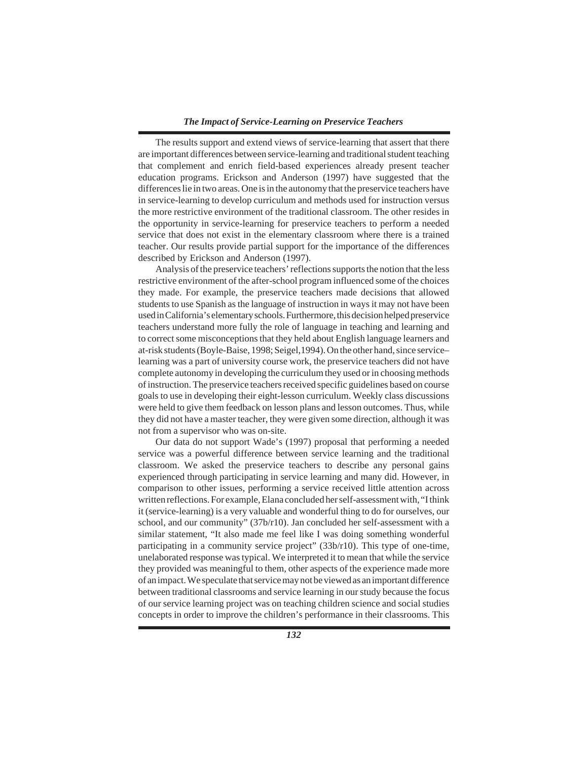The results support and extend views of service-learning that assert that there are important differences between service-learning and traditional student teaching that complement and enrich field-based experiences already present teacher education programs. Erickson and Anderson (1997) have suggested that the differences lie in two areas. One is in the autonomy that the preservice teachers have in service-learning to develop curriculum and methods used for instruction versus the more restrictive environment of the traditional classroom. The other resides in the opportunity in service-learning for preservice teachers to perform a needed service that does not exist in the elementary classroom where there is a trained teacher. Our results provide partial support for the importance of the differences described by Erickson and Anderson (1997).

Analysis of the preservice teachers' reflections supports the notion that the less restrictive environment of the after-school program influenced some of the choices they made. For example, the preservice teachers made decisions that allowed students to use Spanish as the language of instruction in ways it may not have been used in California's elementary schools. Furthermore, this decision helped preservice teachers understand more fully the role of language in teaching and learning and to correct some misconceptions that they held about English language learners and at-risk students (Boyle-Baise, 1998; Seigel,1994). On the other hand, since service–learning was a part of university course work, the preservice teachers did not have complete autonomy in developing the curriculum they used or in choosing methods of instruction. The preservice teachers received specific guidelines based on course goals to use in developing their eight-lesson curriculum. Weekly class discussions were held to give them feedback on lesson plans and lesson outcomes. Thus, while they did not have a master teacher, they were given some direction, although it was not from a supervisor who was on-site.

Our data do not support Wade's (1997) proposal that performing a needed service was a powerful difference between service learning and the traditional classroom. We asked the preservice teachers to describe any personal gains experienced through participating in service learning and many did. However, in comparison to other issues, performing a service received little attention across written reflections. For example, Elana concluded her self-assessment with, "I think it (service-learning) is a very valuable and wonderful thing to do for ourselves, our school, and our community" (37b/r10). Jan concluded her self-assessment with a similar statement, "It also made me feel like I was doing something wonderful participating in a community service project" (33b/r10). This type of one-time, unelaborated response was typical. We interpreted it to mean that while the service they provided was meaningful to them, other aspects of the experience made more of an impact. We speculate that service may not be viewed as an important difference between traditional classrooms and service learning in our study because the focus of our service learning project was on teaching children science and social studies concepts in order to improve the children's performance in their classrooms. This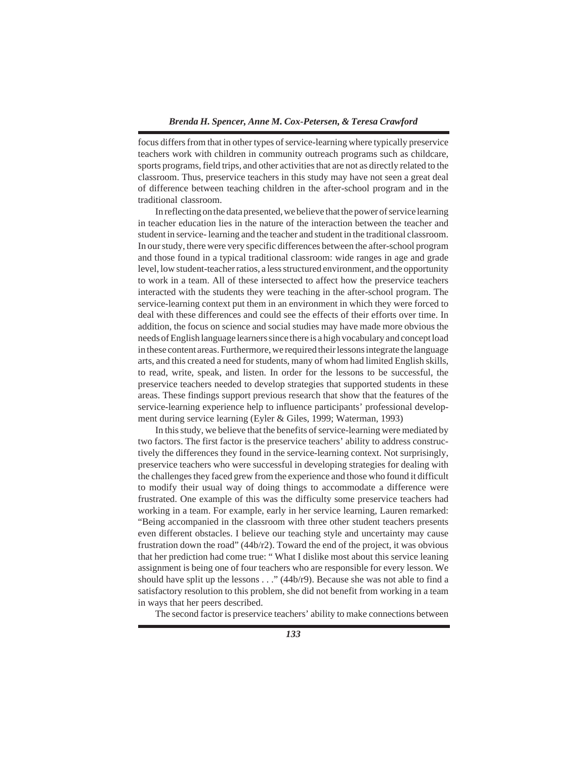focus differs from that in other types of service-learning where typically preservice teachers work with children in community outreach programs such as childcare, sports programs, field trips, and other activities that are not as directly related to the classroom. Thus, preservice teachers in this study may have not seen a great deal of difference between teaching children in the after-school program and in the traditional classroom.

In reflecting on the data presented, we believe that the power of service learning in teacher education lies in the nature of the interaction between the teacher and student in service- learning and the teacher and student in the traditional classroom. In our study, there were very specific differences between the after-school program and those found in a typical traditional classroom: wide ranges in age and grade level, low student-teacher ratios, a less structured environment, and the opportunity to work in a team. All of these intersected to affect how the preservice teachers interacted with the students they were teaching in the after-school program. The service-learning context put them in an environment in which they were forced to deal with these differences and could see the effects of their efforts over time. In addition, the focus on science and social studies may have made more obvious the needs of English language learners since there is a high vocabulary and concept load in these content areas. Furthermore, we required their lessons integrate the language arts, and this created a need for students, many of whom had limited English skills, to read, write, speak, and listen. In order for the lessons to be successful, the preservice teachers needed to develop strategies that supported students in these areas. These findings support previous research that show that the features of the service-learning experience help to influence participants' professional development during service learning (Eyler & Giles, 1999; Waterman, 1993)

In this study, we believe that the benefits of service-learning were mediated by two factors. The first factor is the preservice teachers' ability to address constructively the differences they found in the service-learning context. Not surprisingly, preservice teachers who were successful in developing strategies for dealing with the challenges they faced grew from the experience and those who found it difficult to modify their usual way of doing things to accommodate a difference were frustrated. One example of this was the difficulty some preservice teachers had working in a team. For example, early in her service learning, Lauren remarked: "Being accompanied in the classroom with three other student teachers presents even different obstacles. I believe our teaching style and uncertainty may cause frustration down the road" (44b/r2). Toward the end of the project, it was obvious that her prediction had come true: " What I dislike most about this service leaning assignment is being one of four teachers who are responsible for every lesson. We should have split up the lessons . . ." (44b/r9). Because she was not able to find a satisfactory resolution to this problem, she did not benefit from working in a team in ways that her peers described.

The second factor is preservice teachers' ability to make connections between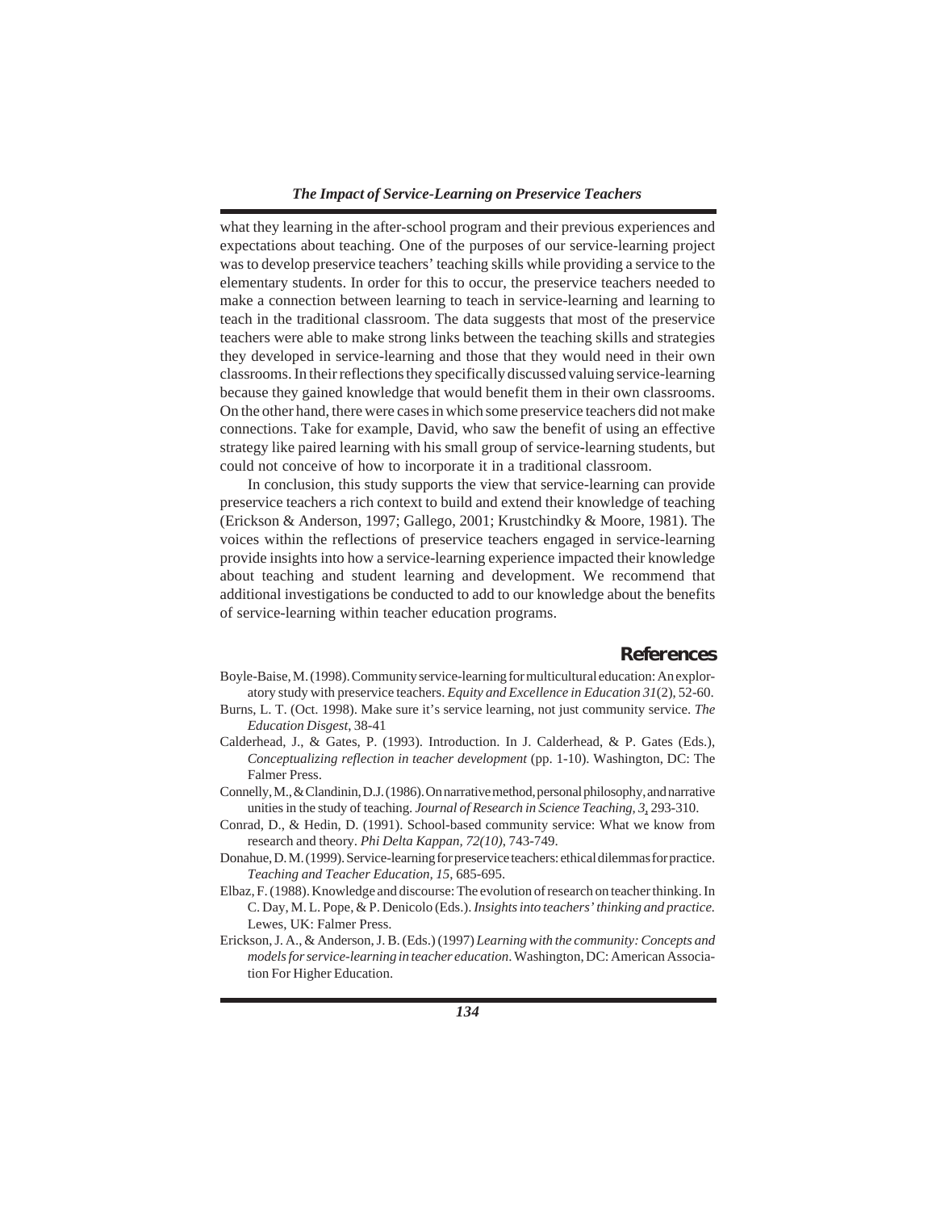what they learning in the after-school program and their previous experiences and expectations about teaching. One of the purposes of our service-learning project was to develop preservice teachers' teaching skills while providing a service to the elementary students. In order for this to occur, the preservice teachers needed to make a connection between learning to teach in service-learning and learning to teach in the traditional classroom. The data suggests that most of the preservice teachers were able to make strong links between the teaching skills and strategies they developed in service-learning and those that they would need in their own classrooms. In their reflections they specifically discussed valuing service-learning because they gained knowledge that would benefit them in their own classrooms. On the other hand, there were cases in which some preservice teachers did not make connections. Take for example, David, who saw the benefit of using an effective strategy like paired learning with his small group of service-learning students, but could not conceive of how to incorporate it in a traditional classroom.

In conclusion, this study supports the view that service-learning can provide preservice teachers a rich context to build and extend their knowledge of teaching (Erickson & Anderson, 1997; Gallego, 2001; Krustchindky & Moore, 1981). The voices within the reflections of preservice teachers engaged in service-learning provide insights into how a service-learning experience impacted their knowledge about teaching and student learning and development. We recommend that additional investigations be conducted to add to our knowledge about the benefits of service-learning within teacher education programs.

## References

Boyle-Baise, M. (1998). Community service-learning for multicultural education: An exploratory study with preservice teachers. *Equity and Excellence in Education 31*(2), 52-60.

Burns, L. T. (Oct. 1998). Make sure it's service learning, not just community service. *The Education Disgest*, 38-41

Calderhead, J., & Gates, P. (1993). Introduction. In J. Calderhead, & P. Gates (Eds.), *Conceptualizing reflection in teacher development* (pp. 1-10). Washington, DC: The Falmer Press.

Connelly, M., & Clandinin, D.J. (1986). On narrative method, personal philosophy, and narrative unities in the study of teaching. *Journal of Research in Science Teaching, 3*, 293-310.

Conrad, D., & Hedin, D. (1991). School-based community service: What we know from research and theory. *Phi Delta Kappan, 72(10)*, 743-749.

Donahue, D. M. (1999). Service-learning for preservice teachers: ethical dilemmas for practice. *Teaching and Teacher Education, 15*, 685-695.

Elbaz, F. (1988). Knowledge and discourse: The evolution of research on teacher thinking. In C. Day, M. L. Pope, & P. Denicolo (Eds.). *Insights into teachers' thinking and practice.* Lewes, UK: Falmer Press.

Erickson, J. A., & Anderson, J. B. (Eds.) (1997) *Learning with the community: Concepts and models for service-learning in teacher education*. Washington, DC: American Association For Higher Education.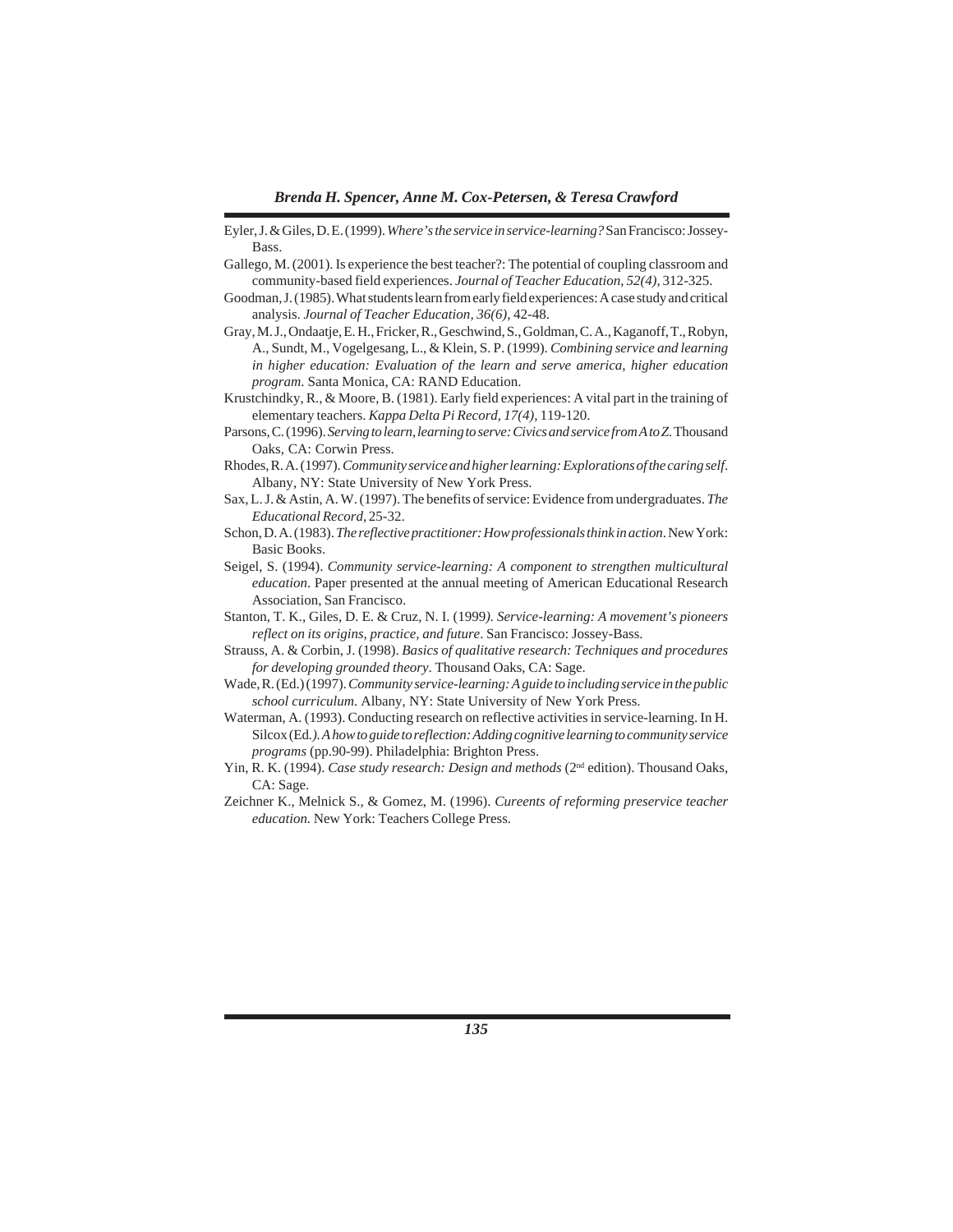Eyler, J. & Giles, D. E. (1999). *Where's the service in service-learning?* San Francisco: Jossey-Bass.

Gallego, M. (2001). Is experience the best teacher?: The potential of coupling classroom and community-based field experiences. *Journal of Teacher Education, 52(4)*, 312-325.

Goodman, J. (1985). What students learn from early field experiences: A case study and critical analysis. *Journal of Teacher Education, 36(6)*, 42-48.

Gray, M. J., Ondaatje, E. H., Fricker, R., Geschwind, S., Goldman, C. A., Kaganoff, T., Robyn, A., Sundt, M., Vogelgesang, L., & Klein, S. P. (1999). *Combining service and learning in higher education: Evaluation of the learn and serve america, higher education program*. Santa Monica, CA: RAND Education.

Krustchindky, R., & Moore, B. (1981). Early field experiences: A vital part in the training of elementary teachers. *Kappa Delta Pi Record, 17(4)*, 119-120.

Parsons, C. (1996). *Serving to learn, learning to serve: Civics and service from A to Z.* Thousand Oaks, CA: Corwin Press.

Rhodes, R. A. (1997). *Community service and higher learning: Explorations of the caring self*. Albany, NY: State University of New York Press.

Sax, L. J. & Astin, A. W. (1997). The benefits of service: Evidence from undergraduates. *The Educational Record*, 25-32.

Schon, D. A. (1983). *The reflective practitioner: How professionals think in action*. New York: Basic Books.

Seigel, S. (1994). *Community service-learning: A component to strengthen multicultural education*. Paper presented at the annual meeting of American Educational Research Association, San Francisco.

Stanton, T. K., Giles, D. E. & Cruz, N. I. (1999). *Service-learning: A movement's pioneers reflect on its origins, practice, and future*. San Francisco: Jossey-Bass.

Strauss, A. & Corbin, J. (1998). *Basics of qualitative research: Techniques and procedures for developing grounded theory*. Thousand Oaks, CA: Sage.

Wade, R. (Ed.) (1997). *Community service-learning: A guide to including service in the public school curriculum*. Albany, NY: State University of New York Press.

Waterman, A. (1993). Conducting research on reflective activities in service-learning. In H. Silcox (Ed*.). A how to guide to reflection: Adding cognitive learning to community service programs* (pp.90-99). Philadelphia: Brighton Press.

Yin, R. K. (1994). *Case study research: Design and methods* (2nd edition). Thousand Oaks, CA: Sage.

Zeichner K., Melnick S., & Gomez, M. (1996). *Cureents of reforming preservice teacher education.* New York: Teachers College Press.